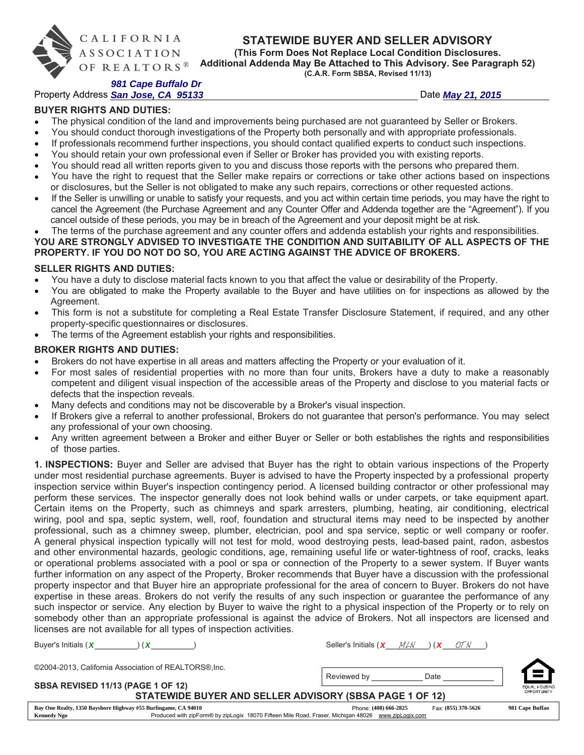CALIFORNIA ASSOCIATION OF REALTORS®

# STATEWIDE BUYER AND SELLER ADVISORY

**(This Form Does Not Replace Local Condition Disclosures. Additional Addenda May Be Attached to This Advisory. See Paragraph 52)**

**(C.A.R. Form SBSA, Revised 11/13)**

Property Address *981 Cape Buffalo Dr San Jose, CA 95133* Date *May 21, 2015*

## BUYER RIGHTS AND DUTIES:

- The physical condition of the land and improvements being purchased are not guaranteed by Seller or Brokers.
- You should conduct thorough investigations of the Property both personally and with appropriate professionals.
- If professionals recommend further inspections, you should contact qualified experts to conduct such inspections.
- You should retain your own professional even if Seller or Broker has provided you with existing reports.
- You should read all written reports given to you and discuss those reports with the persons who prepared them.
- You have the right to request that the Seller make repairs or corrections or take other actions based on inspections or disclosures, but the Seller is not obligated to make any such repairs, corrections or other requested actions.
- If the Seller is unwilling or unable to satisfy your requests, and you act within certain time periods, you may have the right to cancel the Agreement (the Purchase Agreement and any Counter Offer and Addenda together are the "Agreement"). If you cancel outside of these periods, you may be in breach of the Agreement and your deposit might be at risk.
- The terms of the purchase agreement and any counter offers and addenda establish your rights and responsibilities.

**YOU ARE STRONGLY ADVISED TO INVESTIGATE THE CONDITION AND SUITABILITY OF ALL ASPECTS OF THE PROPERTY. IF YOU DO NOT DO SO, YOU ARE ACTING AGAINST THE ADVICE OF BROKERS.**

## SELLER RIGHTS AND DUTIES:

- You have a duty to disclose material facts known to you that affect the value or desirability of the Property.
- You are obligated to make the Property available to the Buyer and have utilities on for inspections as allowed by the Agreement.
- This form is not a substitute for completing a Real Estate Transfer Disclosure Statement, if required, and any other property-specific questionnaires or disclosures.
- The terms of the Agreement establish your rights and responsibilities.

## BROKER RIGHTS AND DUTIES:

- Brokers do not have expertise in all areas and matters affecting the Property or your evaluation of it.
- For most sales of residential properties with no more than four units, Brokers have a duty to make a reasonably competent and diligent visual inspection of the accessible areas of the Property and disclose to you material facts or defects that the inspection reveals.
- Many defects and conditions may not be discoverable by a Broker's visual inspection.
- If Brokers give a referral to another professional, Brokers do not guarantee that person's performance. You may select any professional of your own choosing.
- Any written agreement between a Broker and either Buyer or Seller or both establishes the rights and responsibilities of those parties.

**1. INSPECTIONS:** Buyer and Seller are advised that Buyer has the right to obtain various inspections of the Property under most residential purchase agreements. Buyer is advised to have the Property inspected by a professional property inspection service within Buyer's inspection contingency period. A licensed building contractor or other professional may perform these services. The inspector generally does not look behind walls or under carpets, or take equipment apart. Certain items on the Property, such as chimneys and spark arresters, plumbing, heating, air conditioning, electrical wiring, pool and spa, septic system, well, roof, foundation and structural items may need to be inspected by another professional, such as a chimney sweep, plumber, electrician, pool and spa service, septic or well company or roofer. A general physical inspection typically will not test for mold, wood destroying pests, lead-based paint, radon, asbestos and other environmental hazards, geologic conditions, age, remaining useful life or water-tightness of roof, cracks, leaks or operational problems associated with a pool or spa or connection of the Property to a sewer system. If Buyer wants further information on any aspect of the Property, Broker recommends that Buyer have a discussion with the professional property inspector and that Buyer hire an appropriate professional for the area of concern to Buyer. Brokers do not have expertise in these areas. Brokers do not verify the results of any such inspection or guarantee the performance of any such inspector or service. Any election by Buyer to waive the right to a physical inspection of the Property or to rely on somebody other than an appropriate professional is against the advice of Brokers. Not all inspectors are licensed and licenses are not available for all types of inspection activities.

Buyer's Initials (X\_\_\_\_\_\_\_\_) (X\_\_\_\_\_\_\_\_) Seller's Initials (X MLN ) (X OTN )

©2004-2013, California Association of REALTORS®,Inc.

SBSA REVISED 11/13 (PAGE 1 OF 12)

Reviewed by \_\_\_\_\_\_\_\_ Date \_\_\_\_\_\_\_\_

STATEWIDE BUYER AND SELLER ADVISORY (SBSA PAGE 1 OF 12)

Bay One Realty, 1350 Bayshore Highway #55 Burlingame, CA 94010 Phone: (408) 666-2825 Fax: (855) 370-5626 981 Cape Buffao
Kennedy Ngo Produced with zipForm® by zipLogix 18070 Fifteen Mile Road, Fraser, Michigan 48026 www.zipLogix.com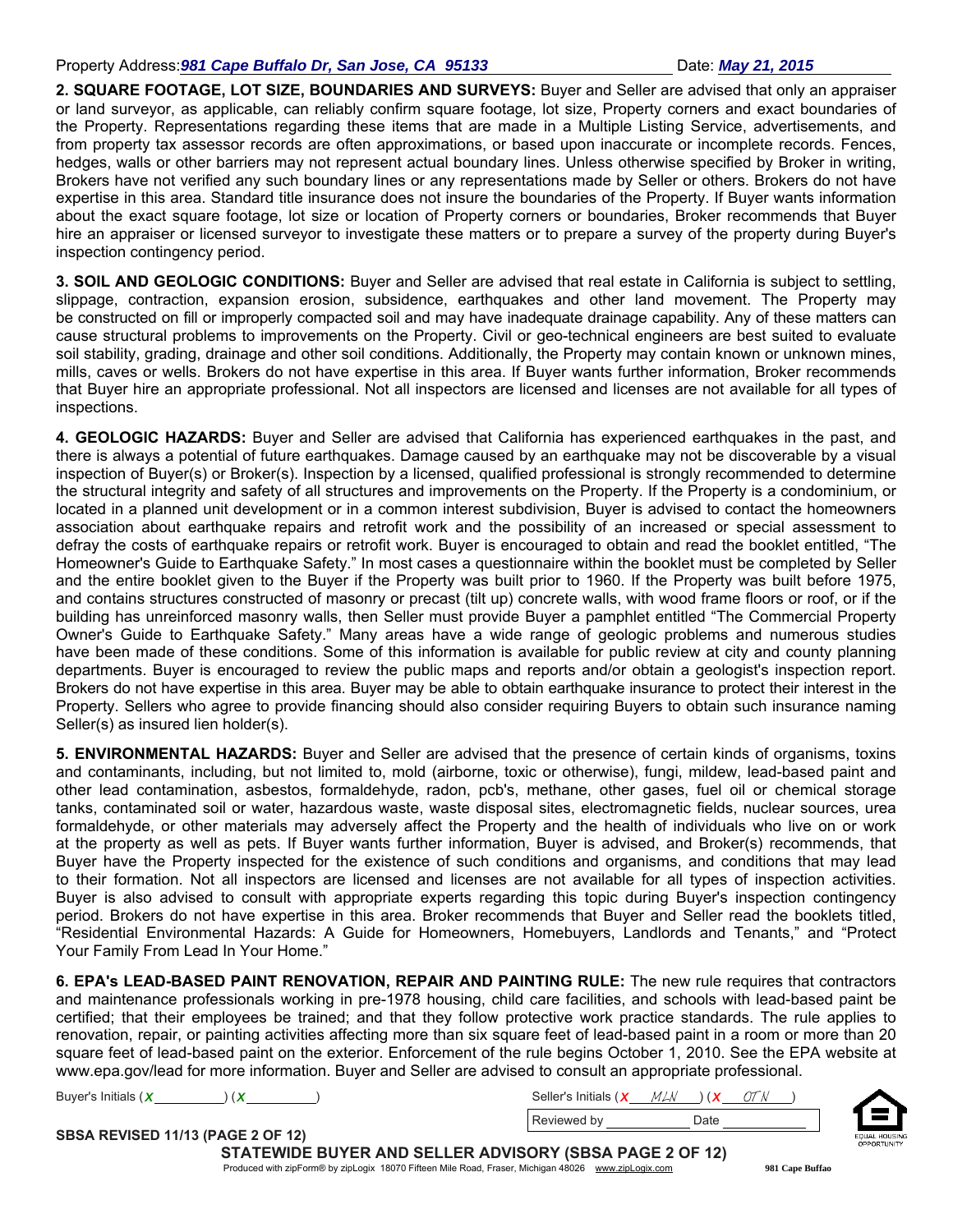Property Address: ***981 Cape Buffalo Dr, San Jose, CA 95133*** Date: ***May 21, 2015***

**2. SQUARE FOOTAGE, LOT SIZE, BOUNDARIES AND SURVEYS:** Buyer and Seller are advised that only an appraiser or land surveyor, as applicable, can reliably confirm square footage, lot size, Property corners and exact boundaries of the Property. Representations regarding these items that are made in a Multiple Listing Service, advertisements, and from property tax assessor records are often approximations, or based upon inaccurate or incomplete records. Fences, hedges, walls or other barriers may not represent actual boundary lines. Unless otherwise specified by Broker in writing, Brokers have not verified any such boundary lines or any representations made by Seller or others. Brokers do not have expertise in this area. Standard title insurance does not insure the boundaries of the Property. If Buyer wants information about the exact square footage, lot size or location of Property corners or boundaries, Broker recommends that Buyer hire an appraiser or licensed surveyor to investigate these matters or to prepare a survey of the property during Buyer's inspection contingency period.

**3. SOIL AND GEOLOGIC CONDITIONS:** Buyer and Seller are advised that real estate in California is subject to settling, slippage, contraction, expansion erosion, subsidence, earthquakes and other land movement. The Property may be constructed on fill or improperly compacted soil and may have inadequate drainage capability. Any of these matters can cause structural problems to improvements on the Property. Civil or geo-technical engineers are best suited to evaluate soil stability, grading, drainage and other soil conditions. Additionally, the Property may contain known or unknown mines, mills, caves or wells. Brokers do not have expertise in this area. If Buyer wants further information, Broker recommends that Buyer hire an appropriate professional. Not all inspectors are licensed and licenses are not available for all types of inspections.

**4. GEOLOGIC HAZARDS:** Buyer and Seller are advised that California has experienced earthquakes in the past, and there is always a potential of future earthquakes. Damage caused by an earthquake may not be discoverable by a visual inspection of Buyer(s) or Broker(s). Inspection by a licensed, qualified professional is strongly recommended to determine the structural integrity and safety of all structures and improvements on the Property. If the Property is a condominium, or located in a planned unit development or in a common interest subdivision, Buyer is advised to contact the homeowners association about earthquake repairs and retrofit work and the possibility of an increased or special assessment to defray the costs of earthquake repairs or retrofit work. Buyer is encouraged to obtain and read the booklet entitled, "The Homeowner's Guide to Earthquake Safety." In most cases a questionnaire within the booklet must be completed by Seller and the entire booklet given to the Buyer if the Property was built prior to 1960. If the Property was built before 1975, and contains structures constructed of masonry or precast (tilt up) concrete walls, with wood frame floors or roof, or if the building has unreinforced masonry walls, then Seller must provide Buyer a pamphlet entitled "The Commercial Property Owner's Guide to Earthquake Safety." Many areas have a wide range of geologic problems and numerous studies have been made of these conditions. Some of this information is available for public review at city and county planning departments. Buyer is encouraged to review the public maps and reports and/or obtain a geologist's inspection report. Brokers do not have expertise in this area. Buyer may be able to obtain earthquake insurance to protect their interest in the Property. Sellers who agree to provide financing should also consider requiring Buyers to obtain such insurance naming Seller(s) as insured lien holder(s).

**5. ENVIRONMENTAL HAZARDS:** Buyer and Seller are advised that the presence of certain kinds of organisms, toxins and contaminants, including, but not limited to, mold (airborne, toxic or otherwise), fungi, mildew, lead-based paint and other lead contamination, asbestos, formaldehyde, radon, pcb's, methane, other gases, fuel oil or chemical storage tanks, contaminated soil or water, hazardous waste, waste disposal sites, electromagnetic fields, nuclear sources, urea formaldehyde, or other materials may adversely affect the Property and the health of individuals who live on or work at the property as well as pets. If Buyer wants further information, Buyer is advised, and Broker(s) recommends, that Buyer have the Property inspected for the existence of such conditions and organisms, and conditions that may lead to their formation. Not all inspectors are licensed and licenses are not available for all types of inspection activities. Buyer is also advised to consult with appropriate experts regarding this topic during Buyer's inspection contingency period. Brokers do not have expertise in this area. Broker recommends that Buyer and Seller read the booklets titled, "Residential Environmental Hazards: A Guide for Homeowners, Homebuyers, Landlords and Tenants," and "Protect Your Family From Lead In Your Home."

**6. EPA's LEAD-BASED PAINT RENOVATION, REPAIR AND PAINTING RULE:** The new rule requires that contractors and maintenance professionals working in pre-1978 housing, child care facilities, and schools with lead-based paint be certified; that their employees be trained; and that they follow protective work practice standards. The rule applies to renovation, repair, or painting activities affecting more than six square feet of lead-based paint in a room or more than 20 square feet of lead-based paint on the exterior. Enforcement of the rule begins October 1, 2010. See the EPA website at www.epa.gov/lead for more information. Buyer and Seller are advised to consult an appropriate professional.

Buyer's Initials (X \_\_\_\_\_\_) (X \_\_\_\_\_\_)　　Seller's Initials (X MLN) (X OTN)

Reviewed by \_\_\_\_\_\_ Date \_\_\_\_\_\_

SBSA REVISED 11/13 (PAGE 2 OF 12)

**STATEWIDE BUYER AND SELLER ADVISORY (SBSA PAGE 2 OF 12)**

Produced with zipForm® by zipLogix 18070 Fifteen Mile Road, Fraser, Michigan 48026 www.zipLogix.com　981 Cape Buffao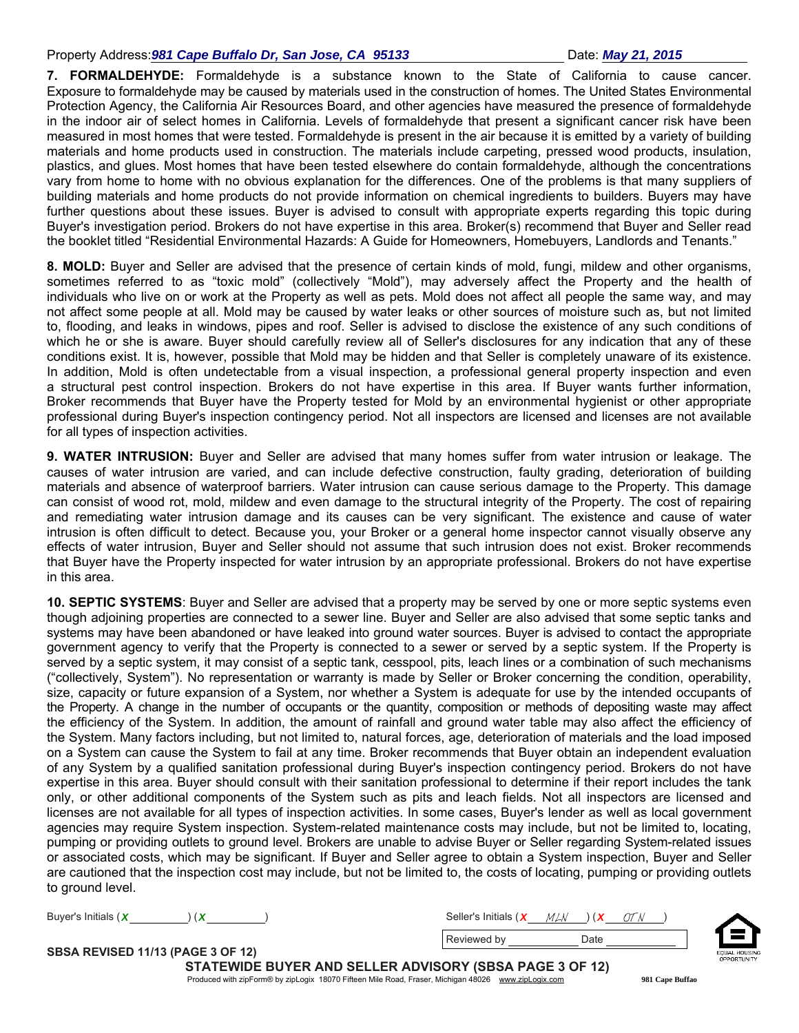Property Address: *981 Cape Buffalo Dr, San Jose, CA 95133* Date: *May 21, 2015*

**7. FORMALDEHYDE:** Formaldehyde is a substance known to the State of California to cause cancer. Exposure to formaldehyde may be caused by materials used in the construction of homes. The United States Environmental Protection Agency, the California Air Resources Board, and other agencies have measured the presence of formaldehyde in the indoor air of select homes in California. Levels of formaldehyde that present a significant cancer risk have been measured in most homes that were tested. Formaldehyde is present in the air because it is emitted by a variety of building materials and home products used in construction. The materials include carpeting, pressed wood products, insulation, plastics, and glues. Most homes that have been tested elsewhere do contain formaldehyde, although the concentrations vary from home to home with no obvious explanation for the differences. One of the problems is that many suppliers of building materials and home products do not provide information on chemical ingredients to builders. Buyers may have further questions about these issues. Buyer is advised to consult with appropriate experts regarding this topic during Buyer's investigation period. Brokers do not have expertise in this area. Broker(s) recommend that Buyer and Seller read the booklet titled "Residential Environmental Hazards: A Guide for Homeowners, Homebuyers, Landlords and Tenants."

**8. MOLD:** Buyer and Seller are advised that the presence of certain kinds of mold, fungi, mildew and other organisms, sometimes referred to as "toxic mold" (collectively "Mold"), may adversely affect the Property and the health of individuals who live on or work at the Property as well as pets. Mold does not affect all people the same way, and may not affect some people at all. Mold may be caused by water leaks or other sources of moisture such as, but not limited to, flooding, and leaks in windows, pipes and roof. Seller is advised to disclose the existence of any such conditions of which he or she is aware. Buyer should carefully review all of Seller's disclosures for any indication that any of these conditions exist. It is, however, possible that Mold may be hidden and that Seller is completely unaware of its existence. In addition, Mold is often undetectable from a visual inspection, a professional general property inspection and even a structural pest control inspection. Brokers do not have expertise in this area. If Buyer wants further information, Broker recommends that Buyer have the Property tested for Mold by an environmental hygienist or other appropriate professional during Buyer's inspection contingency period. Not all inspectors are licensed and licenses are not available for all types of inspection activities.

**9. WATER INTRUSION:** Buyer and Seller are advised that many homes suffer from water intrusion or leakage. The causes of water intrusion are varied, and can include defective construction, faulty grading, deterioration of building materials and absence of waterproof barriers. Water intrusion can cause serious damage to the Property. This damage can consist of wood rot, mold, mildew and even damage to the structural integrity of the Property. The cost of repairing and remediating water intrusion damage and its causes can be very significant. The existence and cause of water intrusion is often difficult to detect. Because you, your Broker or a general home inspector cannot visually observe any effects of water intrusion, Buyer and Seller should not assume that such intrusion does not exist. Broker recommends that Buyer have the Property inspected for water intrusion by an appropriate professional. Brokers do not have expertise in this area.

**10. SEPTIC SYSTEMS**: Buyer and Seller are advised that a property may be served by one or more septic systems even though adjoining properties are connected to a sewer line. Buyer and Seller are also advised that some septic tanks and systems may have been abandoned or have leaked into ground water sources. Buyer is advised to contact the appropriate government agency to verify that the Property is connected to a sewer or served by a septic system. If the Property is served by a septic system, it may consist of a septic tank, cesspool, pits, leach lines or a combination of such mechanisms ("collectively, System"). No representation or warranty is made by Seller or Broker concerning the condition, operability, size, capacity or future expansion of a System, nor whether a System is adequate for use by the intended occupants of the Property. A change in the number of occupants or the quantity, composition or methods of depositing waste may affect the efficiency of the System. In addition, the amount of rainfall and ground water table may also affect the efficiency of the System. Many factors including, but not limited to, natural forces, age, deterioration of materials and the load imposed on a System can cause the System to fail at any time. Broker recommends that Buyer obtain an independent evaluation of any System by a qualified sanitation professional during Buyer's inspection contingency period. Brokers do not have expertise in this area. Buyer should consult with their sanitation professional to determine if their report includes the tank only, or other additional components of the System such as pits and leach fields. Not all inspectors are licensed and licenses are not available for all types of inspection activities. In some cases, Buyer's lender as well as local government agencies may require System inspection. System-related maintenance costs may include, but not be limited to, locating, pumping or providing outlets to ground level. Brokers are unable to advise Buyer or Seller regarding System-related issues or associated costs, which may be significant. If Buyer and Seller agree to obtain a System inspection, Buyer and Seller are cautioned that the inspection cost may include, but not be limited to, the costs of locating, pumping or providing outlets to ground level.

Buyer's Initials ( X ________ ) ( X ________ )     Seller's Initials ( X MLN ) ( X OTN )

Reviewed by ________ Date ________

SBSA REVISED 11/13 (PAGE 3 OF 12)

**STATEWIDE BUYER AND SELLER ADVISORY (SBSA PAGE 3 OF 12)**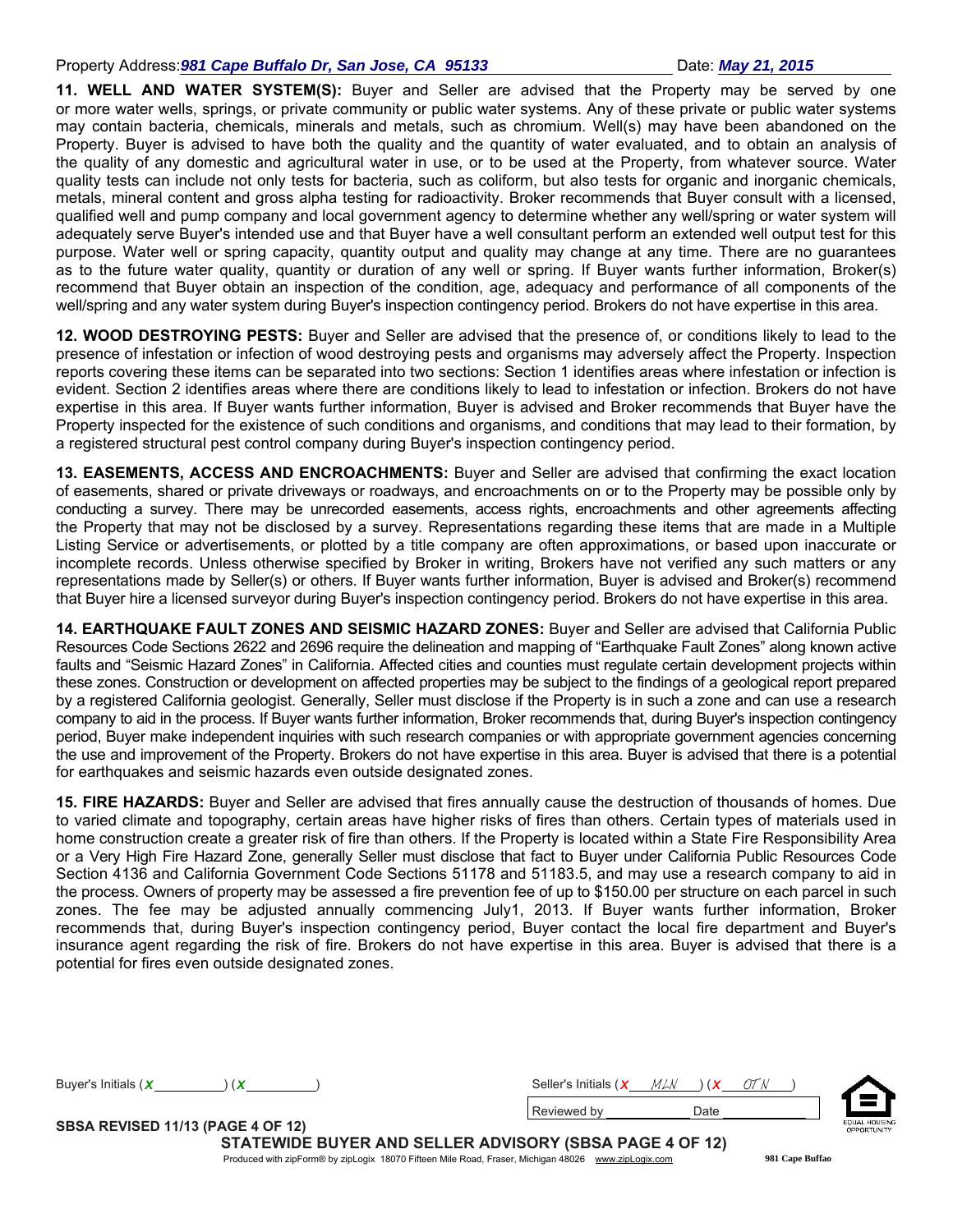Property Address: *981 Cape Buffalo Dr, San Jose, CA 95133* Date: *May 21, 2015*

**11. WELL AND WATER SYSTEM(S):** Buyer and Seller are advised that the Property may be served by one or more water wells, springs, or private community or public water systems. Any of these private or public water systems may contain bacteria, chemicals, minerals and metals, such as chromium. Well(s) may have been abandoned on the Property. Buyer is advised to have both the quality and the quantity of water evaluated, and to obtain an analysis of the quality of any domestic and agricultural water in use, or to be used at the Property, from whatever source. Water quality tests can include not only tests for bacteria, such as coliform, but also tests for organic and inorganic chemicals, metals, mineral content and gross alpha testing for radioactivity. Broker recommends that Buyer consult with a licensed, qualified well and pump company and local government agency to determine whether any well/spring or water system will adequately serve Buyer's intended use and that Buyer have a well consultant perform an extended well output test for this purpose. Water well or spring capacity, quantity output and quality may change at any time. There are no guarantees as to the future water quality, quantity or duration of any well or spring. If Buyer wants further information, Broker(s) recommend that Buyer obtain an inspection of the condition, age, adequacy and performance of all components of the well/spring and any water system during Buyer's inspection contingency period. Brokers do not have expertise in this area.

**12. WOOD DESTROYING PESTS:** Buyer and Seller are advised that the presence of, or conditions likely to lead to the presence of infestation or infection of wood destroying pests and organisms may adversely affect the Property. Inspection reports covering these items can be separated into two sections: Section 1 identifies areas where infestation or infection is evident. Section 2 identifies areas where there are conditions likely to lead to infestation or infection. Brokers do not have expertise in this area. If Buyer wants further information, Buyer is advised and Broker recommends that Buyer have the Property inspected for the existence of such conditions and organisms, and conditions that may lead to their formation, by a registered structural pest control company during Buyer's inspection contingency period.

**13. EASEMENTS, ACCESS AND ENCROACHMENTS:** Buyer and Seller are advised that confirming the exact location of easements, shared or private driveways or roadways, and encroachments on or to the Property may be possible only by conducting a survey. There may be unrecorded easements, access rights, encroachments and other agreements affecting the Property that may not be disclosed by a survey. Representations regarding these items that are made in a Multiple Listing Service or advertisements, or plotted by a title company are often approximations, or based upon inaccurate or incomplete records. Unless otherwise specified by Broker in writing, Brokers have not verified any such matters or any representations made by Seller(s) or others. If Buyer wants further information, Buyer is advised and Broker(s) recommend that Buyer hire a licensed surveyor during Buyer's inspection contingency period. Brokers do not have expertise in this area.

**14. EARTHQUAKE FAULT ZONES AND SEISMIC HAZARD ZONES:** Buyer and Seller are advised that California Public Resources Code Sections 2622 and 2696 require the delineation and mapping of "Earthquake Fault Zones" along known active faults and "Seismic Hazard Zones" in California. Affected cities and counties must regulate certain development projects within these zones. Construction or development on affected properties may be subject to the findings of a geological report prepared by a registered California geologist. Generally, Seller must disclose if the Property is in such a zone and can use a research company to aid in the process. If Buyer wants further information, Broker recommends that, during Buyer's inspection contingency period, Buyer make independent inquiries with such research companies or with appropriate government agencies concerning the use and improvement of the Property. Brokers do not have expertise in this area. Buyer is advised that there is a potential for earthquakes and seismic hazards even outside designated zones.

**15. FIRE HAZARDS:** Buyer and Seller are advised that fires annually cause the destruction of thousands of homes. Due to varied climate and topography, certain areas have higher risks of fires than others. Certain types of materials used in home construction create a greater risk of fire than others. If the Property is located within a State Fire Responsibility Area or a Very High Fire Hazard Zone, generally Seller must disclose that fact to Buyer under California Public Resources Code Section 4136 and California Government Code Sections 51178 and 51183.5, and may use a research company to aid in the process. Owners of property may be assessed a fire prevention fee of up to $150.00 per structure on each parcel in such zones. The fee may be adjusted annually commencing July1, 2013. If Buyer wants further information, Broker recommends that, during Buyer's inspection contingency period, Buyer contact the local fire department and Buyer's insurance agent regarding the risk of fire. Brokers do not have expertise in this area. Buyer is advised that there is a potential for fires even outside designated zones.

Buyer's Initials ( X ________ ) ( X ________ ) Seller's Initials ( X MLN ) ( X OTN )

Reviewed by ________ Date ________

SBSA REVISED 11/13 (PAGE 4 OF 12)

STATEWIDE BUYER AND SELLER ADVISORY (SBSA PAGE 4 OF 12)

Produced with zipForm® by zipLogix 18070 Fifteen Mile Road, Fraser, Michigan 48026 www.zipLogix.com 981 Cape Buffao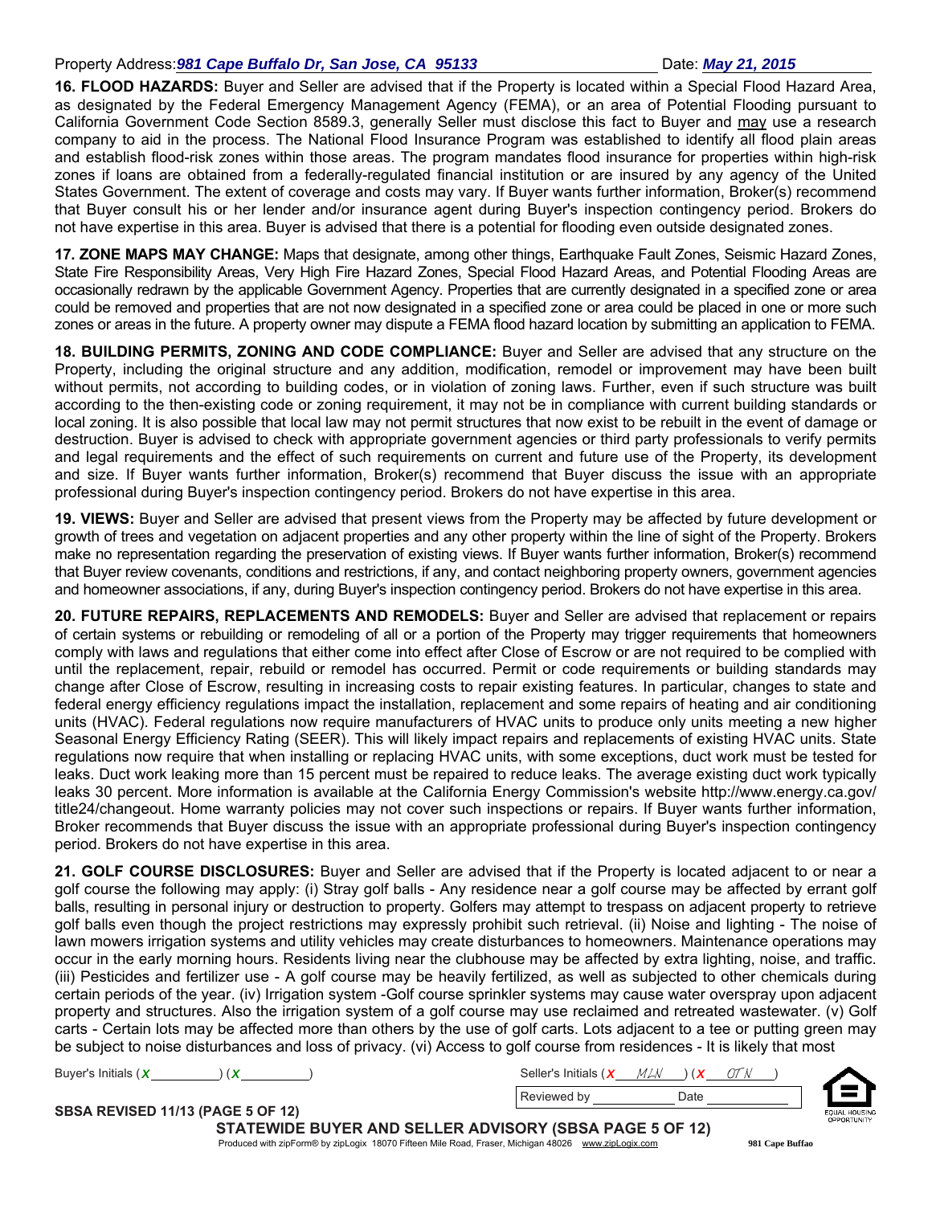Property Address: *981 Cape Buffalo Dr, San Jose, CA 95133* Date: *May 21, 2015*

**16. FLOOD HAZARDS:** Buyer and Seller are advised that if the Property is located within a Special Flood Hazard Area, as designated by the Federal Emergency Management Agency (FEMA), or an area of Potential Flooding pursuant to California Government Code Section 8589.3, generally Seller must disclose this fact to Buyer and may use a research company to aid in the process. The National Flood Insurance Program was established to identify all flood plain areas and establish flood-risk zones within those areas. The program mandates flood insurance for properties within high-risk zones if loans are obtained from a federally-regulated financial institution or are insured by any agency of the United States Government. The extent of coverage and costs may vary. If Buyer wants further information, Broker(s) recommend that Buyer consult his or her lender and/or insurance agent during Buyer's inspection contingency period. Brokers do not have expertise in this area. Buyer is advised that there is a potential for flooding even outside designated zones.

**17. ZONE MAPS MAY CHANGE:** Maps that designate, among other things, Earthquake Fault Zones, Seismic Hazard Zones, State Fire Responsibility Areas, Very High Fire Hazard Zones, Special Flood Hazard Areas, and Potential Flooding Areas are occasionally redrawn by the applicable Government Agency. Properties that are currently designated in a specified zone or area could be removed and properties that are not now designated in a specified zone or area could be placed in one or more such zones or areas in the future. A property owner may dispute a FEMA flood hazard location by submitting an application to FEMA.

**18. BUILDING PERMITS, ZONING AND CODE COMPLIANCE:** Buyer and Seller are advised that any structure on the Property, including the original structure and any addition, modification, remodel or improvement may have been built without permits, not according to building codes, or in violation of zoning laws. Further, even if such structure was built according to the then-existing code or zoning requirement, it may not be in compliance with current building standards or local zoning. It is also possible that local law may not permit structures that now exist to be rebuilt in the event of damage or destruction. Buyer is advised to check with appropriate government agencies or third party professionals to verify permits and legal requirements and the effect of such requirements on current and future use of the Property, its development and size. If Buyer wants further information, Broker(s) recommend that Buyer discuss the issue with an appropriate professional during Buyer's inspection contingency period. Brokers do not have expertise in this area.

**19. VIEWS:** Buyer and Seller are advised that present views from the Property may be affected by future development or growth of trees and vegetation on adjacent properties and any other property within the line of sight of the Property. Brokers make no representation regarding the preservation of existing views. If Buyer wants further information, Broker(s) recommend that Buyer review covenants, conditions and restrictions, if any, and contact neighboring property owners, government agencies and homeowner associations, if any, during Buyer's inspection contingency period. Brokers do not have expertise in this area.

**20. FUTURE REPAIRS, REPLACEMENTS AND REMODELS:** Buyer and Seller are advised that replacement or repairs of certain systems or rebuilding or remodeling of all or a portion of the Property may trigger requirements that homeowners comply with laws and regulations that either come into effect after Close of Escrow or are not required to be complied with until the replacement, repair, rebuild or remodel has occurred. Permit or code requirements or building standards may change after Close of Escrow, resulting in increasing costs to repair existing features. In particular, changes to state and federal energy efficiency regulations impact the installation, replacement and some repairs of heating and air conditioning units (HVAC). Federal regulations now require manufacturers of HVAC units to produce only units meeting a new higher Seasonal Energy Efficiency Rating (SEER). This will likely impact repairs and replacements of existing HVAC units. State regulations now require that when installing or replacing HVAC units, with some exceptions, duct work must be tested for leaks. Duct work leaking more than 15 percent must be repaired to reduce leaks. The average existing duct work typically leaks 30 percent. More information is available at the California Energy Commission's website http://www.energy.ca.gov/title24/changeout. Home warranty policies may not cover such inspections or repairs. If Buyer wants further information, Broker recommends that Buyer discuss the issue with an appropriate professional during Buyer's inspection contingency period. Brokers do not have expertise in this area.

**21. GOLF COURSE DISCLOSURES:** Buyer and Seller are advised that if the Property is located adjacent to or near a golf course the following may apply: (i) Stray golf balls - Any residence near a golf course may be affected by errant golf balls, resulting in personal injury or destruction to property. Golfers may attempt to trespass on adjacent property to retrieve golf balls even though the project restrictions may expressly prohibit such retrieval. (ii) Noise and lighting - The noise of lawn mowers irrigation systems and utility vehicles may create disturbances to homeowners. Maintenance operations may occur in the early morning hours. Residents living near the clubhouse may be affected by extra lighting, noise, and traffic. (iii) Pesticides and fertilizer use - A golf course may be heavily fertilized, as well as subjected to other chemicals during certain periods of the year. (iv) Irrigation system -Golf course sprinkler systems may cause water overspray upon adjacent property and structures. Also the irrigation system of a golf course may use reclaimed and retreated wastewater. (v) Golf carts - Certain lots may be affected more than others by the use of golf carts. Lots adjacent to a tee or putting green may be subject to noise disturbances and loss of privacy. (vi) Access to golf course from residences - It is likely that most

Buyer's Initials (X ________) (X ________) Seller's Initials (X MLN) (X OTN)

Reviewed by ________ Date ________

SBSA REVISED 11/13 (PAGE 5 OF 12)

STATEWIDE BUYER AND SELLER ADVISORY (SBSA PAGE 5 OF 12)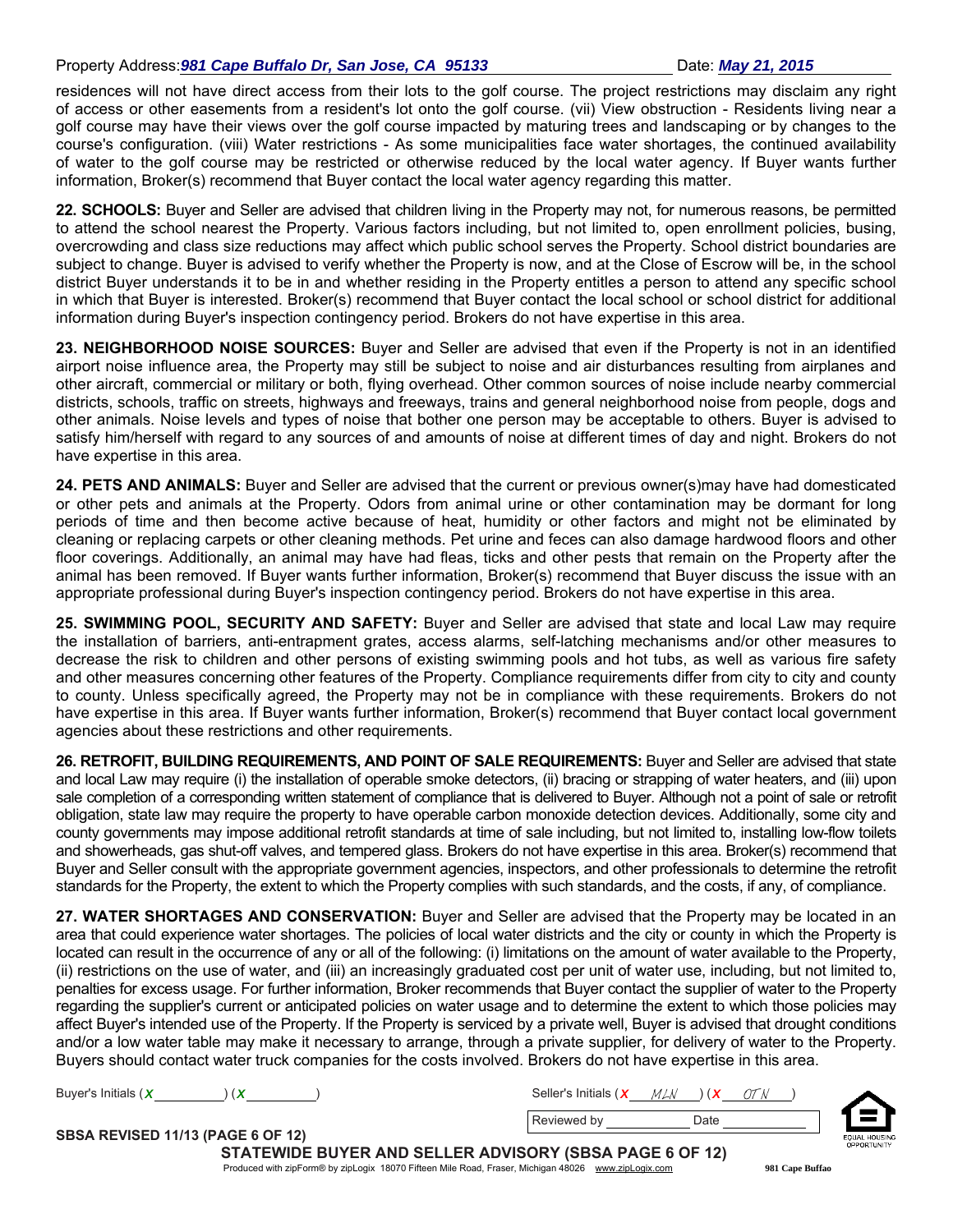residences will not have direct access from their lots to the golf course. The project restrictions may disclaim any right of access or other easements from a resident's lot onto the golf course. (vii) View obstruction - Residents living near a golf course may have their views over the golf course impacted by maturing trees and landscaping or by changes to the course's configuration. (viii) Water restrictions - As some municipalities face water shortages, the continued availability of water to the golf course may be restricted or otherwise reduced by the local water agency. If Buyer wants further information, Broker(s) recommend that Buyer contact the local water agency regarding this matter.

**22. SCHOOLS:** Buyer and Seller are advised that children living in the Property may not, for numerous reasons, be permitted to attend the school nearest the Property. Various factors including, but not limited to, open enrollment policies, busing, overcrowding and class size reductions may affect which public school serves the Property. School district boundaries are subject to change. Buyer is advised to verify whether the Property is now, and at the Close of Escrow will be, in the school district Buyer understands it to be in and whether residing in the Property entitles a person to attend any specific school in which that Buyer is interested. Broker(s) recommend that Buyer contact the local school or school district for additional information during Buyer's inspection contingency period. Brokers do not have expertise in this area.

**23. NEIGHBORHOOD NOISE SOURCES:** Buyer and Seller are advised that even if the Property is not in an identified airport noise influence area, the Property may still be subject to noise and air disturbances resulting from airplanes and other aircraft, commercial or military or both, flying overhead. Other common sources of noise include nearby commercial districts, schools, traffic on streets, highways and freeways, trains and general neighborhood noise from people, dogs and other animals. Noise levels and types of noise that bother one person may be acceptable to others. Buyer is advised to satisfy him/herself with regard to any sources of and amounts of noise at different times of day and night. Brokers do not have expertise in this area.

**24. PETS AND ANIMALS:** Buyer and Seller are advised that the current or previous owner(s)may have had domesticated or other pets and animals at the Property. Odors from animal urine or other contamination may be dormant for long periods of time and then become active because of heat, humidity or other factors and might not be eliminated by cleaning or replacing carpets or other cleaning methods. Pet urine and feces can also damage hardwood floors and other floor coverings. Additionally, an animal may have had fleas, ticks and other pests that remain on the Property after the animal has been removed. If Buyer wants further information, Broker(s) recommend that Buyer discuss the issue with an appropriate professional during Buyer's inspection contingency period. Brokers do not have expertise in this area.

**25. SWIMMING POOL, SECURITY AND SAFETY:** Buyer and Seller are advised that state and local Law may require the installation of barriers, anti-entrapment grates, access alarms, self-latching mechanisms and/or other measures to decrease the risk to children and other persons of existing swimming pools and hot tubs, as well as various fire safety and other measures concerning other features of the Property. Compliance requirements differ from city to city and county to county. Unless specifically agreed, the Property may not be in compliance with these requirements. Brokers do not have expertise in this area. If Buyer wants further information, Broker(s) recommend that Buyer contact local government agencies about these restrictions and other requirements.

**26. RETROFIT, BUILDING REQUIREMENTS, AND POINT OF SALE REQUIREMENTS:** Buyer and Seller are advised that state and local Law may require (i) the installation of operable smoke detectors, (ii) bracing or strapping of water heaters, and (iii) upon sale completion of a corresponding written statement of compliance that is delivered to Buyer. Although not a point of sale or retrofit obligation, state law may require the property to have operable carbon monoxide detection devices. Additionally, some city and county governments may impose additional retrofit standards at time of sale including, but not limited to, installing low-flow toilets and showerheads, gas shut-off valves, and tempered glass. Brokers do not have expertise in this area. Broker(s) recommend that Buyer and Seller consult with the appropriate government agencies, inspectors, and other professionals to determine the retrofit standards for the Property, the extent to which the Property complies with such standards, and the costs, if any, of compliance.

**27. WATER SHORTAGES AND CONSERVATION:** Buyer and Seller are advised that the Property may be located in an area that could experience water shortages. The policies of local water districts and the city or county in which the Property is located can result in the occurrence of any or all of the following: (i) limitations on the amount of water available to the Property, (ii) restrictions on the use of water, and (iii) an increasingly graduated cost per unit of water use, including, but not limited to, penalties for excess usage. For further information, Broker recommends that Buyer contact the supplier of water to the Property regarding the supplier's current or anticipated policies on water usage and to determine the extent to which those policies may affect Buyer's intended use of the Property. If the Property is serviced by a private well, Buyer is advised that drought conditions and/or a low water table may make it necessary to arrange, through a private supplier, for delivery of water to the Property. Buyers should contact water truck companies for the costs involved. Brokers do not have expertise in this area.

Buyer's Initials (X ________ ) (X ________ )

Seller's Initials (X MLN ) (X OTN )

Reviewed by ________ Date ________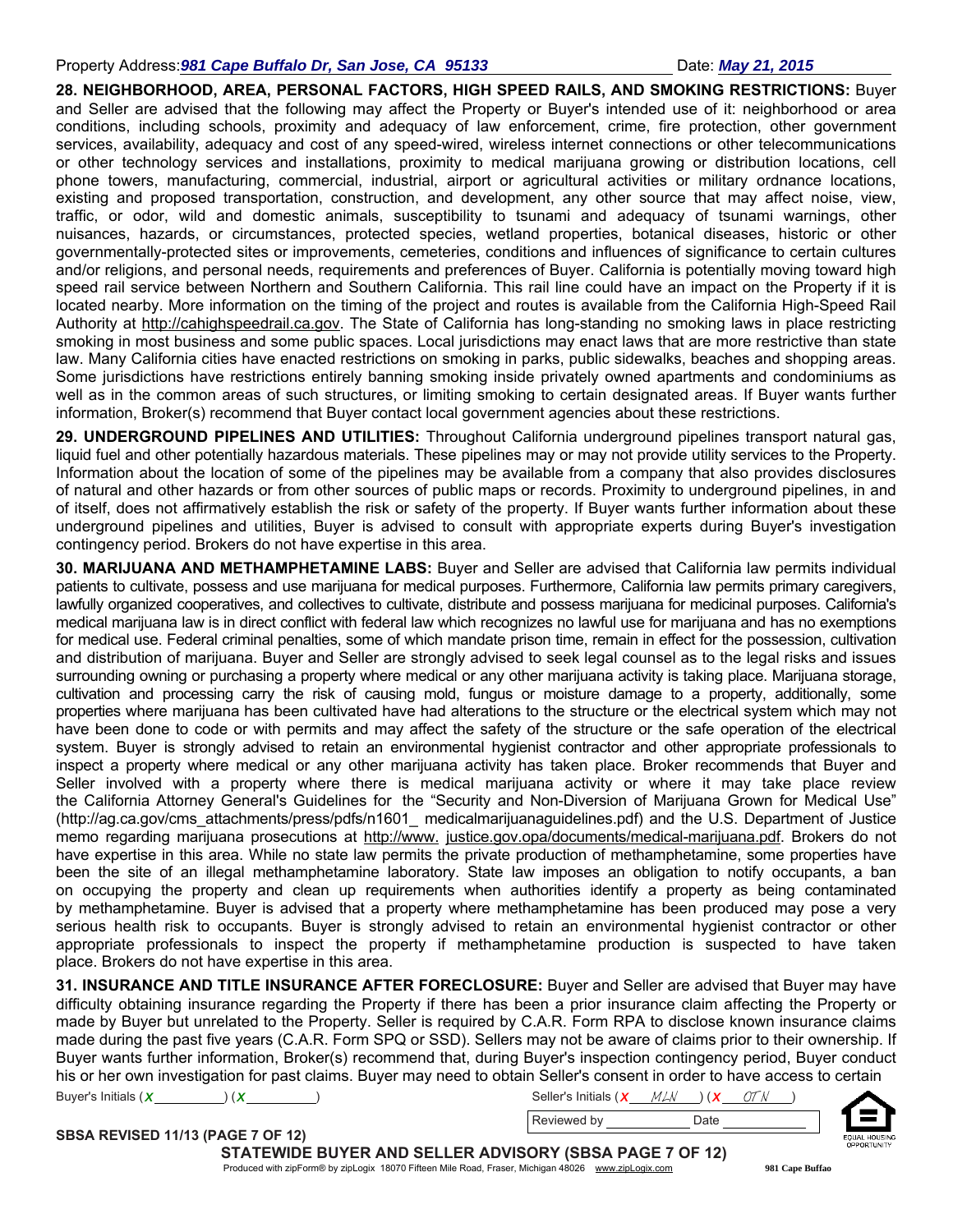Property Address: ***981 Cape Buffalo Dr, San Jose, CA 95133*** Date: ***May 21, 2015***

**28. NEIGHBORHOOD, AREA, PERSONAL FACTORS, HIGH SPEED RAILS, AND SMOKING RESTRICTIONS:** Buyer and Seller are advised that the following may affect the Property or Buyer's intended use of it: neighborhood or area conditions, including schools, proximity and adequacy of law enforcement, crime, fire protection, other government services, availability, adequacy and cost of any speed-wired, wireless internet connections or other telecommunications or other technology services and installations, proximity to medical marijuana growing or distribution locations, cell phone towers, manufacturing, commercial, industrial, airport or agricultural activities or military ordnance locations, existing and proposed transportation, construction, and development, any other source that may affect noise, view, traffic, or odor, wild and domestic animals, susceptibility to tsunami and adequacy of tsunami warnings, other nuisances, hazards, or circumstances, protected species, wetland properties, botanical diseases, historic or other governmentally-protected sites or improvements, cemeteries, conditions and influences of significance to certain cultures and/or religions, and personal needs, requirements and preferences of Buyer. California is potentially moving toward high speed rail service between Northern and Southern California. This rail line could have an impact on the Property if it is located nearby. More information on the timing of the project and routes is available from the California High-Speed Rail Authority at http://cahighspeedrail.ca.gov. The State of California has long-standing no smoking laws in place restricting smoking in most business and some public spaces. Local jurisdictions may enact laws that are more restrictive than state law. Many California cities have enacted restrictions on smoking in parks, public sidewalks, beaches and shopping areas. Some jurisdictions have restrictions entirely banning smoking inside privately owned apartments and condominiums as well as in the common areas of such structures, or limiting smoking to certain designated areas. If Buyer wants further information, Broker(s) recommend that Buyer contact local government agencies about these restrictions.

**29. UNDERGROUND PIPELINES AND UTILITIES:** Throughout California underground pipelines transport natural gas, liquid fuel and other potentially hazardous materials. These pipelines may or may not provide utility services to the Property. Information about the location of some of the pipelines may be available from a company that also provides disclosures of natural and other hazards or from other sources of public maps or records. Proximity to underground pipelines, in and of itself, does not affirmatively establish the risk or safety of the property. If Buyer wants further information about these underground pipelines and utilities, Buyer is advised to consult with appropriate experts during Buyer's investigation contingency period. Brokers do not have expertise in this area.

**30. MARIJUANA AND METHAMPHETAMINE LABS:** Buyer and Seller are advised that California law permits individual patients to cultivate, possess and use marijuana for medical purposes. Furthermore, California law permits primary caregivers, lawfully organized cooperatives, and collectives to cultivate, distribute and possess marijuana for medicinal purposes. California's medical marijuana law is in direct conflict with federal law which recognizes no lawful use for marijuana and has no exemptions for medical use. Federal criminal penalties, some of which mandate prison time, remain in effect for the possession, cultivation and distribution of marijuana. Buyer and Seller are strongly advised to seek legal counsel as to the legal risks and issues surrounding owning or purchasing a property where medical or any other marijuana activity is taking place. Marijuana storage, cultivation and processing carry the risk of causing mold, fungus or moisture damage to a property, additionally, some properties where marijuana has been cultivated have had alterations to the structure or the electrical system which may not have been done to code or with permits and may affect the safety of the structure or the safe operation of the electrical system. Buyer is strongly advised to retain an environmental hygienist contractor and other appropriate professionals to inspect a property where medical or any other marijuana activity has taken place. Broker recommends that Buyer and Seller involved with a property where there is medical marijuana activity or where it may take place review the California Attorney General's Guidelines for the "Security and Non-Diversion of Marijuana Grown for Medical Use" (http://ag.ca.gov/cms_attachments/press/pdfs/n1601_ medicalmarijuanaguidelines.pdf) and the U.S. Department of Justice memo regarding marijuana prosecutions at http://www. justice.gov.opa/documents/medical-marijuana.pdf. Brokers do not have expertise in this area. While no state law permits the private production of methamphetamine, some properties have been the site of an illegal methamphetamine laboratory. State law imposes an obligation to notify occupants, a ban on occupying the property and clean up requirements when authorities identify a property as being contaminated by methamphetamine. Buyer is advised that a property where methamphetamine has been produced may pose a very serious health risk to occupants. Buyer is strongly advised to retain an environmental hygienist contractor or other appropriate professionals to inspect the property if methamphetamine production is suspected to have taken place. Brokers do not have expertise in this area.

**31. INSURANCE AND TITLE INSURANCE AFTER FORECLOSURE:** Buyer and Seller are advised that Buyer may have difficulty obtaining insurance regarding the Property if there has been a prior insurance claim affecting the Property or made by Buyer but unrelated to the Property. Seller is required by C.A.R. Form RPA to disclose known insurance claims made during the past five years (C.A.R. Form SPQ or SSD). Sellers may not be aware of claims prior to their ownership. If Buyer wants further information, Broker(s) recommend that, during Buyer's inspection contingency period, Buyer conduct his or her own investigation for past claims. Buyer may need to obtain Seller's consent in order to have access to certain

Buyer's Initials (X \_\_\_\_\_\_\_\_) (X \_\_\_\_\_\_\_\_) Seller's Initials (X MLN ) (X OTN )

Reviewed by \_\_\_\_\_\_\_\_ Date \_\_\_\_\_\_\_\_

SBSA REVISED 11/13 (PAGE 7 OF 12)

**STATEWIDE BUYER AND SELLER ADVISORY (SBSA PAGE 7 OF 12)**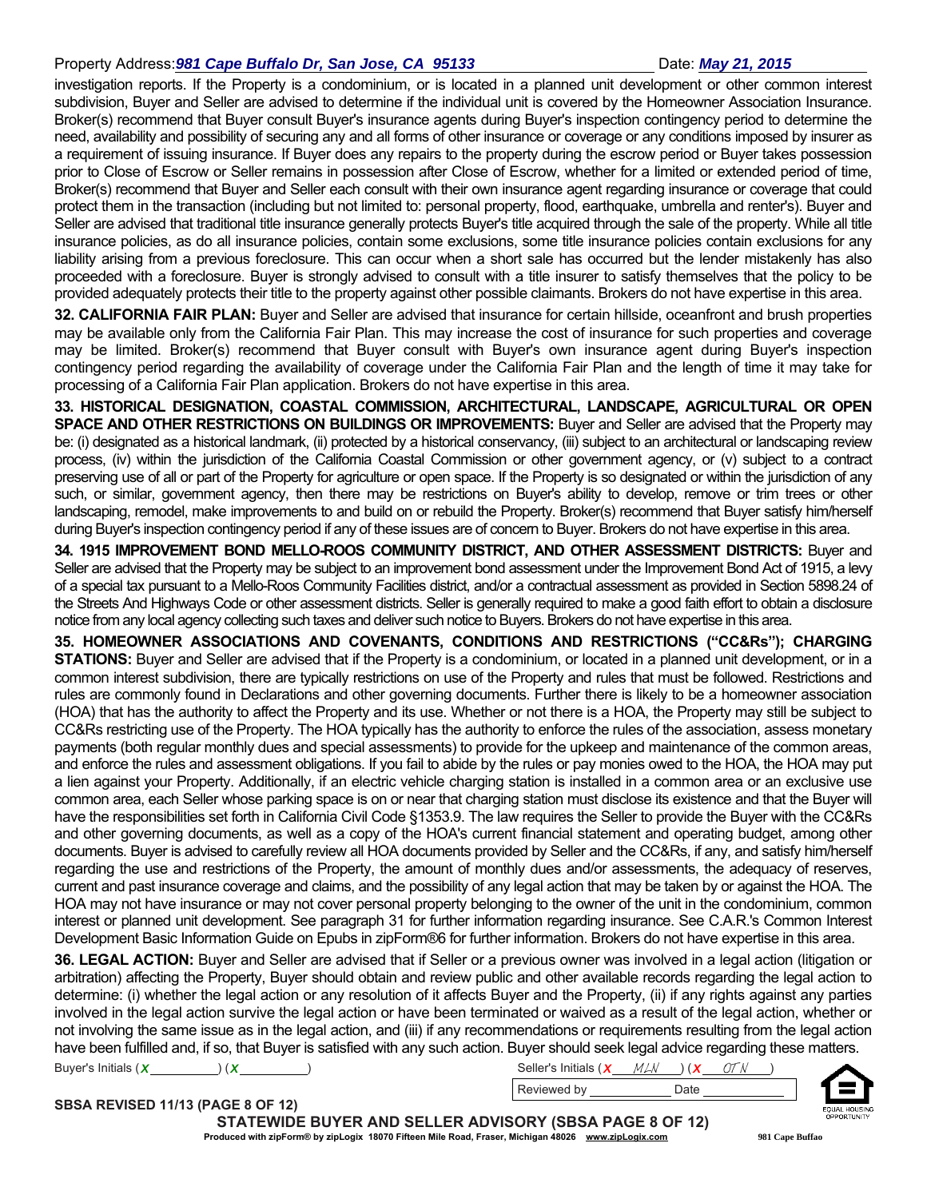Property Address: ***981 Cape Buffalo Dr, San Jose, CA 95133*** Date: ***May 21, 2015***

investigation reports. If the Property is a condominium, or is located in a planned unit development or other common interest subdivision, Buyer and Seller are advised to determine if the individual unit is covered by the Homeowner Association Insurance. Broker(s) recommend that Buyer consult Buyer's insurance agents during Buyer's inspection contingency period to determine the need, availability and possibility of securing any and all forms of other insurance or coverage or any conditions imposed by insurer as a requirement of issuing insurance. If Buyer does any repairs to the property during the escrow period or Buyer takes possession prior to Close of Escrow or Seller remains in possession after Close of Escrow, whether for a limited or extended period of time, Broker(s) recommend that Buyer and Seller each consult with their own insurance agent regarding insurance or coverage that could protect them in the transaction (including but not limited to: personal property, flood, earthquake, umbrella and renter's). Buyer and Seller are advised that traditional title insurance generally protects Buyer's title acquired through the sale of the property. While all title insurance policies, as do all insurance policies, contain some exclusions, some title insurance policies contain exclusions for any liability arising from a previous foreclosure. This can occur when a short sale has occurred but the lender mistakenly has also proceeded with a foreclosure. Buyer is strongly advised to consult with a title insurer to satisfy themselves that the policy to be provided adequately protects their title to the property against other possible claimants. Brokers do not have expertise in this area.

**32. CALIFORNIA FAIR PLAN:** Buyer and Seller are advised that insurance for certain hillside, oceanfront and brush properties may be available only from the California Fair Plan. This may increase the cost of insurance for such properties and coverage may be limited. Broker(s) recommend that Buyer consult with Buyer's own insurance agent during Buyer's inspection contingency period regarding the availability of coverage under the California Fair Plan and the length of time it may take for processing of a California Fair Plan application. Brokers do not have expertise in this area.

**33. HISTORICAL DESIGNATION, COASTAL COMMISSION, ARCHITECTURAL, LANDSCAPE, AGRICULTURAL OR OPEN SPACE AND OTHER RESTRICTIONS ON BUILDINGS OR IMPROVEMENTS:** Buyer and Seller are advised that the Property may be: (i) designated as a historical landmark, (ii) protected by a historical conservancy, (iii) subject to an architectural or landscaping review process, (iv) within the jurisdiction of the California Coastal Commission or other government agency, or (v) subject to a contract preserving use of all or part of the Property for agriculture or open space. If the Property is so designated or within the jurisdiction of any such, or similar, government agency, then there may be restrictions on Buyer's ability to develop, remove or trim trees or other landscaping, remodel, make improvements to and build on or rebuild the Property. Broker(s) recommend that Buyer satisfy him/herself during Buyer's inspection contingency period if any of these issues are of concern to Buyer. Brokers do not have expertise in this area.

**34. 1915 IMPROVEMENT BOND MELLO-ROOS COMMUNITY DISTRICT, AND OTHER ASSESSMENT DISTRICTS:** Buyer and Seller are advised that the Property may be subject to an improvement bond assessment under the Improvement Bond Act of 1915, a levy of a special tax pursuant to a Mello-Roos Community Facilities district, and/or a contractual assessment as provided in Section 5898.24 of the Streets And Highways Code or other assessment districts. Seller is generally required to make a good faith effort to obtain a disclosure notice from any local agency collecting such taxes and deliver such notice to Buyers. Brokers do not have expertise in this area.

**35. HOMEOWNER ASSOCIATIONS AND COVENANTS, CONDITIONS AND RESTRICTIONS ("CC&Rs"); CHARGING STATIONS:** Buyer and Seller are advised that if the Property is a condominium, or located in a planned unit development, or in a common interest subdivision, there are typically restrictions on use of the Property and rules that must be followed. Restrictions and rules are commonly found in Declarations and other governing documents. Further there is likely to be a homeowner association (HOA) that has the authority to affect the Property and its use. Whether or not there is a HOA, the Property may still be subject to CC&Rs restricting use of the Property. The HOA typically has the authority to enforce the rules of the association, assess monetary payments (both regular monthly dues and special assessments) to provide for the upkeep and maintenance of the common areas, and enforce the rules and assessment obligations. If you fail to abide by the rules or pay monies owed to the HOA, the HOA may put a lien against your Property. Additionally, if an electric vehicle charging station is installed in a common area or an exclusive use common area, each Seller whose parking space is on or near that charging station must disclose its existence and that the Buyer will have the responsibilities set forth in California Civil Code §1353.9. The law requires the Seller to provide the Buyer with the CC&Rs and other governing documents, as well as a copy of the HOA's current financial statement and operating budget, among other documents. Buyer is advised to carefully review all HOA documents provided by Seller and the CC&Rs, if any, and satisfy him/herself regarding the use and restrictions of the Property, the amount of monthly dues and/or assessments, the adequacy of reserves, current and past insurance coverage and claims, and the possibility of any legal action that may be taken by or against the HOA. The HOA may not have insurance or may not cover personal property belonging to the owner of the unit in the condominium, common interest or planned unit development. See paragraph 31 for further information regarding insurance. See C.A.R.'s Common Interest Development Basic Information Guide on Epubs in zipForm®6 for further information. Brokers do not have expertise in this area.

**36. LEGAL ACTION:** Buyer and Seller are advised that if Seller or a previous owner was involved in a legal action (litigation or arbitration) affecting the Property, Buyer should obtain and review public and other available records regarding the legal action to determine: (i) whether the legal action or any resolution of it affects Buyer and the Property, (ii) if any rights against any parties involved in the legal action survive the legal action or have been terminated or waived as a result of the legal action, whether or not involving the same issue as in the legal action, and (iii) if any recommendations or requirements resulting from the legal action have been fulfilled and, if so, that Buyer is satisfied with any such action. Buyer should seek legal advice regarding these matters.

Buyer's Initials (X ______ ) (X ______ ) Seller's Initials (X MLN ) (X OTN )

Reviewed by ______ Date ______

SBSA REVISED 11/13 (PAGE 8 OF 12)

**STATEWIDE BUYER AND SELLER ADVISORY (SBSA PAGE 8 OF 12)**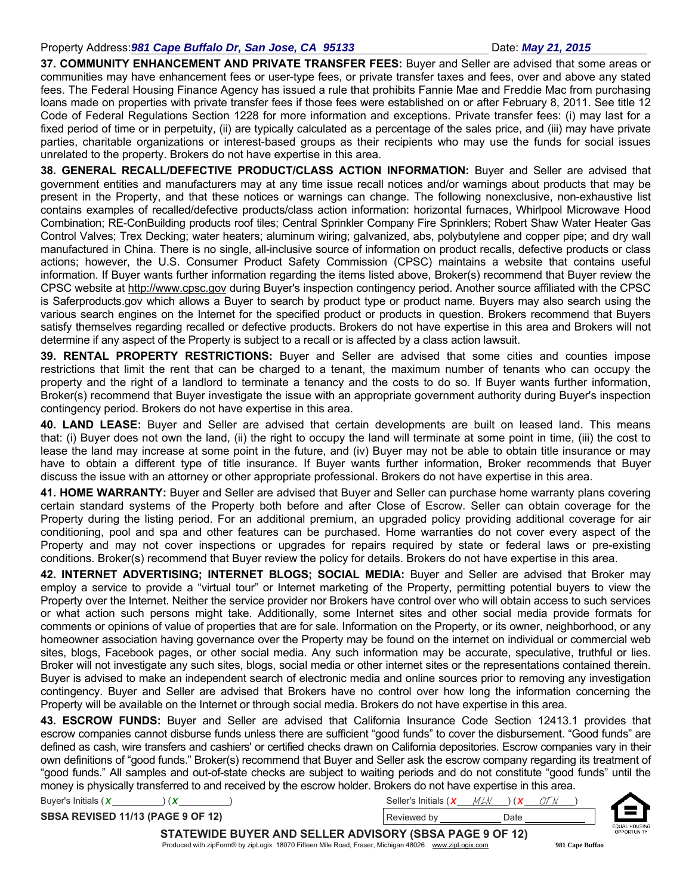Property Address: ***981 Cape Buffalo Dr, San Jose, CA 95133*** Date: ***May 21, 2015***

**37. COMMUNITY ENHANCEMENT AND PRIVATE TRANSFER FEES:** Buyer and Seller are advised that some areas or communities may have enhancement fees or user-type fees, or private transfer taxes and fees, over and above any stated fees. The Federal Housing Finance Agency has issued a rule that prohibits Fannie Mae and Freddie Mac from purchasing loans made on properties with private transfer fees if those fees were established on or after February 8, 2011. See title 12 Code of Federal Regulations Section 1228 for more information and exceptions. Private transfer fees: (i) may last for a fixed period of time or in perpetuity, (ii) are typically calculated as a percentage of the sales price, and (iii) may have private parties, charitable organizations or interest-based groups as their recipients who may use the funds for social issues unrelated to the property. Brokers do not have expertise in this area.

**38. GENERAL RECALL/DEFECTIVE PRODUCT/CLASS ACTION INFORMATION:** Buyer and Seller are advised that government entities and manufacturers may at any time issue recall notices and/or warnings about products that may be present in the Property, and that these notices or warnings can change. The following nonexclusive, non-exhaustive list contains examples of recalled/defective products/class action information: horizontal furnaces, Whirlpool Microwave Hood Combination; RE-ConBuilding products roof tiles; Central Sprinkler Company Fire Sprinklers; Robert Shaw Water Heater Gas Control Valves; Trex Decking; water heaters; aluminum wiring; galvanized, abs, polybutylene and copper pipe; and dry wall manufactured in China. There is no single, all-inclusive source of information on product recalls, defective products or class actions; however, the U.S. Consumer Product Safety Commission (CPSC) maintains a website that contains useful information. If Buyer wants further information regarding the items listed above, Broker(s) recommend that Buyer review the CPSC website at http://www.cpsc.gov during Buyer's inspection contingency period. Another source affiliated with the CPSC is Saferproducts.gov which allows a Buyer to search by product type or product name. Buyers may also search using the various search engines on the Internet for the specified product or products in question. Brokers recommend that Buyers satisfy themselves regarding recalled or defective products. Brokers do not have expertise in this area and Brokers will not determine if any aspect of the Property is subject to a recall or is affected by a class action lawsuit.

**39. RENTAL PROPERTY RESTRICTIONS:** Buyer and Seller are advised that some cities and counties impose restrictions that limit the rent that can be charged to a tenant, the maximum number of tenants who can occupy the property and the right of a landlord to terminate a tenancy and the costs to do so. If Buyer wants further information, Broker(s) recommend that Buyer investigate the issue with an appropriate government authority during Buyer's inspection contingency period. Brokers do not have expertise in this area.

**40. LAND LEASE:** Buyer and Seller are advised that certain developments are built on leased land. This means that: (i) Buyer does not own the land, (ii) the right to occupy the land will terminate at some point in time, (iii) the cost to lease the land may increase at some point in the future, and (iv) Buyer may not be able to obtain title insurance or may have to obtain a different type of title insurance. If Buyer wants further information, Broker recommends that Buyer discuss the issue with an attorney or other appropriate professional. Brokers do not have expertise in this area.

**41. HOME WARRANTY:** Buyer and Seller are advised that Buyer and Seller can purchase home warranty plans covering certain standard systems of the Property both before and after Close of Escrow. Seller can obtain coverage for the Property during the listing period. For an additional premium, an upgraded policy providing additional coverage for air conditioning, pool and spa and other features can be purchased. Home warranties do not cover every aspect of the Property and may not cover inspections or upgrades for repairs required by state or federal laws or pre-existing conditions. Broker(s) recommend that Buyer review the policy for details. Brokers do not have expertise in this area.

**42. INTERNET ADVERTISING; INTERNET BLOGS; SOCIAL MEDIA:** Buyer and Seller are advised that Broker may employ a service to provide a "virtual tour" or Internet marketing of the Property, permitting potential buyers to view the Property over the Internet. Neither the service provider nor Brokers have control over who will obtain access to such services or what action such persons might take. Additionally, some Internet sites and other social media provide formats for comments or opinions of value of properties that are for sale. Information on the Property, or its owner, neighborhood, or any homeowner association having governance over the Property may be found on the internet on individual or commercial web sites, blogs, Facebook pages, or other social media. Any such information may be accurate, speculative, truthful or lies. Broker will not investigate any such sites, blogs, social media or other internet sites or the representations contained therein. Buyer is advised to make an independent search of electronic media and online sources prior to removing any investigation contingency. Buyer and Seller are advised that Brokers have no control over how long the information concerning the Property will be available on the Internet or through social media. Brokers do not have expertise in this area.

**43. ESCROW FUNDS:** Buyer and Seller are advised that California Insurance Code Section 12413.1 provides that escrow companies cannot disburse funds unless there are sufficient "good funds" to cover the disbursement. "Good funds" are defined as cash, wire transfers and cashiers' or certified checks drawn on California depositories. Escrow companies vary in their own definitions of "good funds." Broker(s) recommend that Buyer and Seller ask the escrow company regarding its treatment of "good funds." All samples and out-of-state checks are subject to waiting periods and do not constitute "good funds" until the money is physically transferred to and received by the escrow holder. Brokers do not have expertise in this area.

Buyer's Initials ( X ________ ) ( X ________ )    Seller's Initials ( X MLN ) ( X OTN )

SBSA REVISED 11/13 (PAGE 9 OF 12)    Reviewed by ________ Date ________

**STATEWIDE BUYER AND SELLER ADVISORY (SBSA PAGE 9 OF 12)**

Produced with zipForm® by zipLogix 18070 Fifteen Mile Road, Fraser, Michigan 48026 www.zipLogix.com    981 Cape Buffao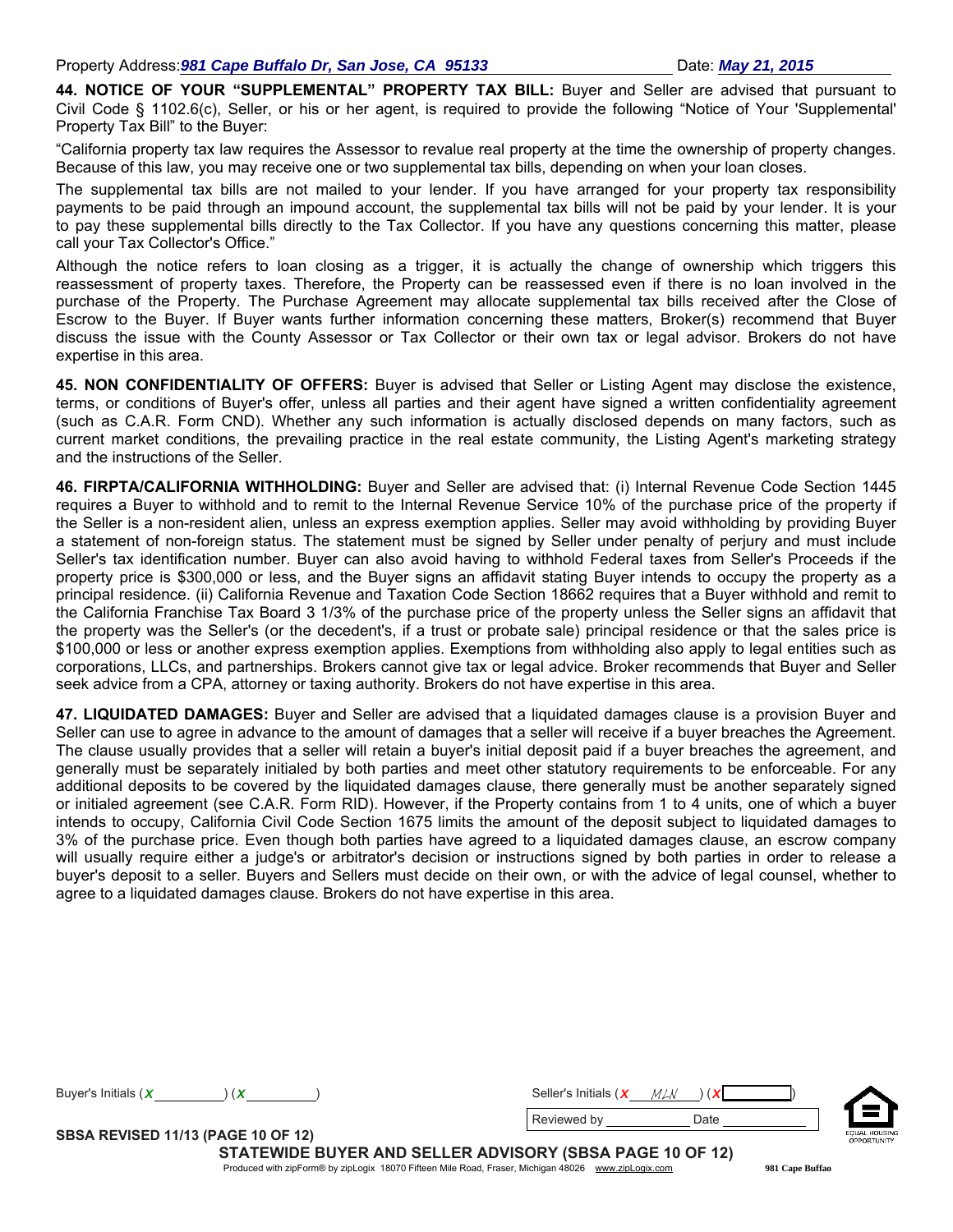Property Address: *981 Cape Buffalo Dr, San Jose, CA 95133* Date: *May 21, 2015*

**44. NOTICE OF YOUR "SUPPLEMENTAL" PROPERTY TAX BILL:** Buyer and Seller are advised that pursuant to Civil Code § 1102.6(c), Seller, or his or her agent, is required to provide the following "Notice of Your 'Supplemental' Property Tax Bill" to the Buyer:

"California property tax law requires the Assessor to revalue real property at the time the ownership of property changes. Because of this law, you may receive one or two supplemental tax bills, depending on when your loan closes.

The supplemental tax bills are not mailed to your lender. If you have arranged for your property tax responsibility payments to be paid through an impound account, the supplemental tax bills will not be paid by your lender. It is your to pay these supplemental bills directly to the Tax Collector. If you have any questions concerning this matter, please call your Tax Collector's Office."

Although the notice refers to loan closing as a trigger, it is actually the change of ownership which triggers this reassessment of property taxes. Therefore, the Property can be reassessed even if there is no loan involved in the purchase of the Property. The Purchase Agreement may allocate supplemental tax bills received after the Close of Escrow to the Buyer. If Buyer wants further information concerning these matters, Broker(s) recommend that Buyer discuss the issue with the County Assessor or Tax Collector or their own tax or legal advisor. Brokers do not have expertise in this area.

**45. NON CONFIDENTIALITY OF OFFERS:** Buyer is advised that Seller or Listing Agent may disclose the existence, terms, or conditions of Buyer's offer, unless all parties and their agent have signed a written confidentiality agreement (such as C.A.R. Form CND). Whether any such information is actually disclosed depends on many factors, such as current market conditions, the prevailing practice in the real estate community, the Listing Agent's marketing strategy and the instructions of the Seller.

**46. FIRPTA/CALIFORNIA WITHHOLDING:** Buyer and Seller are advised that: (i) Internal Revenue Code Section 1445 requires a Buyer to withhold and to remit to the Internal Revenue Service 10% of the purchase price of the property if the Seller is a non-resident alien, unless an express exemption applies. Seller may avoid withholding by providing Buyer a statement of non-foreign status. The statement must be signed by Seller under penalty of perjury and must include Seller's tax identification number. Buyer can also avoid having to withhold Federal taxes from Seller's Proceeds if the property price is $300,000 or less, and the Buyer signs an affidavit stating Buyer intends to occupy the property as a principal residence. (ii) California Revenue and Taxation Code Section 18662 requires that a Buyer withhold and remit to the California Franchise Tax Board 3 1/3% of the purchase price of the property unless the Seller signs an affidavit that the property was the Seller's (or the decedent's, if a trust or probate sale) principal residence or that the sales price is $100,000 or less or another express exemption applies. Exemptions from withholding also apply to legal entities such as corporations, LLCs, and partnerships. Brokers cannot give tax or legal advice. Broker recommends that Buyer and Seller seek advice from a CPA, attorney or taxing authority. Brokers do not have expertise in this area.

**47. LIQUIDATED DAMAGES:** Buyer and Seller are advised that a liquidated damages clause is a provision Buyer and Seller can use to agree in advance to the amount of damages that a seller will receive if a buyer breaches the Agreement. The clause usually provides that a seller will retain a buyer's initial deposit paid if a buyer breaches the agreement, and generally must be separately initialed by both parties and meet other statutory requirements to be enforceable. For any additional deposits to be covered by the liquidated damages clause, there generally must be another separately signed or initialed agreement (see C.A.R. Form RID). However, if the Property contains from 1 to 4 units, one of which a buyer intends to occupy, California Civil Code Section 1675 limits the amount of the deposit subject to liquidated damages to 3% of the purchase price. Even though both parties have agreed to a liquidated damages clause, an escrow company will usually require either a judge's or arbitrator's decision or instructions signed by both parties in order to release a buyer's deposit to a seller. Buyers and Sellers must decide on their own, or with the advice of legal counsel, whether to agree to a liquidated damages clause. Brokers do not have expertise in this area.

Buyer's Initials (X \_\_\_\_\_\_\_\_) (X \_\_\_\_\_\_\_\_)

Seller's Initials (X MLN) (X \_\_\_\_\_\_\_\_)

Reviewed by \_\_\_\_\_\_\_\_ Date \_\_\_\_\_\_\_\_

SBSA REVISED 11/13 (PAGE 10 OF 12)

STATEWIDE BUYER AND SELLER ADVISORY (SBSA PAGE 10 OF 12)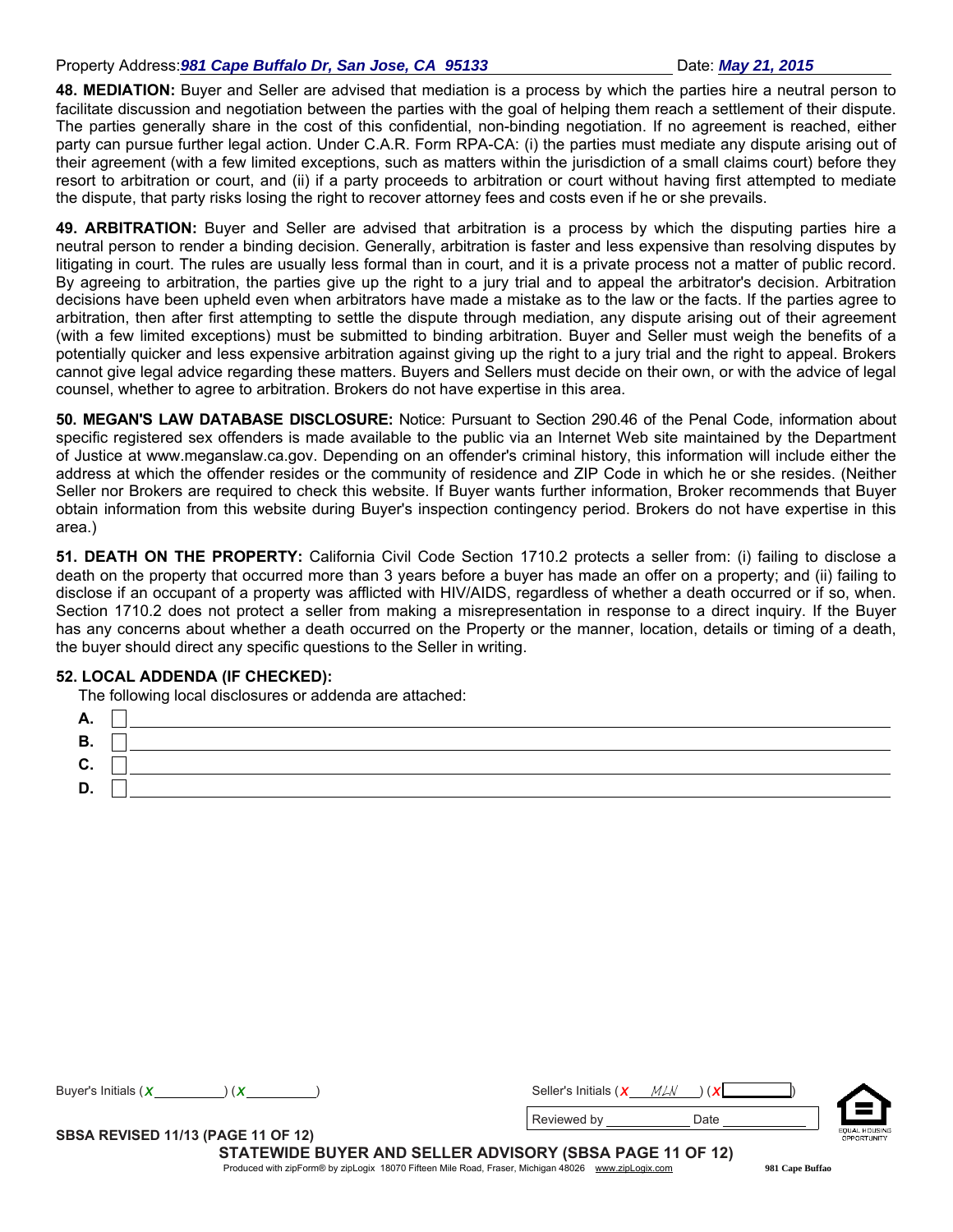Property Address: ***981 Cape Buffalo Dr, San Jose, CA 95133*** Date: ***May 21, 2015***

**48. MEDIATION:** Buyer and Seller are advised that mediation is a process by which the parties hire a neutral person to facilitate discussion and negotiation between the parties with the goal of helping them reach a settlement of their dispute. The parties generally share in the cost of this confidential, non-binding negotiation. If no agreement is reached, either party can pursue further legal action. Under C.A.R. Form RPA-CA: (i) the parties must mediate any dispute arising out of their agreement (with a few limited exceptions, such as matters within the jurisdiction of a small claims court) before they resort to arbitration or court, and (ii) if a party proceeds to arbitration or court without having first attempted to mediate the dispute, that party risks losing the right to recover attorney fees and costs even if he or she prevails.

**49. ARBITRATION:** Buyer and Seller are advised that arbitration is a process by which the disputing parties hire a neutral person to render a binding decision. Generally, arbitration is faster and less expensive than resolving disputes by litigating in court. The rules are usually less formal than in court, and it is a private process not a matter of public record. By agreeing to arbitration, the parties give up the right to a jury trial and to appeal the arbitrator's decision. Arbitration decisions have been upheld even when arbitrators have made a mistake as to the law or the facts. If the parties agree to arbitration, then after first attempting to settle the dispute through mediation, any dispute arising out of their agreement (with a few limited exceptions) must be submitted to binding arbitration. Buyer and Seller must weigh the benefits of a potentially quicker and less expensive arbitration against giving up the right to a jury trial and the right to appeal. Brokers cannot give legal advice regarding these matters. Buyers and Sellers must decide on their own, or with the advice of legal counsel, whether to agree to arbitration. Brokers do not have expertise in this area.

**50. MEGAN'S LAW DATABASE DISCLOSURE:** Notice: Pursuant to Section 290.46 of the Penal Code, information about specific registered sex offenders is made available to the public via an Internet Web site maintained by the Department of Justice at www.meganslaw.ca.gov. Depending on an offender's criminal history, this information will include either the address at which the offender resides or the community of residence and ZIP Code in which he or she resides. (Neither Seller nor Brokers are required to check this website. If Buyer wants further information, Broker recommends that Buyer obtain information from this website during Buyer's inspection contingency period. Brokers do not have expertise in this area.)

**51. DEATH ON THE PROPERTY:** California Civil Code Section 1710.2 protects a seller from: (i) failing to disclose a death on the property that occurred more than 3 years before a buyer has made an offer on a property; and (ii) failing to disclose if an occupant of a property was afflicted with HIV/AIDS, regardless of whether a death occurred or if so, when. Section 1710.2 does not protect a seller from making a misrepresentation in response to a direct inquiry. If the Buyer has any concerns about whether a death occurred on the Property or the manner, location, details or timing of a death, the buyer should direct any specific questions to the Seller in writing.

**52. LOCAL ADDENDA (IF CHECKED):**

The following local disclosures or addenda are attached:

**A.** ☐ ____________________

**B.** ☐ ____________________

**C.** ☐ ____________________

**D.** ☐ ____________________

Buyer's Initials (X ______) (X ______) Seller's Initials (X MLN) (X ______)

Reviewed by ________ Date ________

SBSA REVISED 11/13 (PAGE 11 OF 12)

STATEWIDE BUYER AND SELLER ADVISORY (SBSA PAGE 11 OF 12)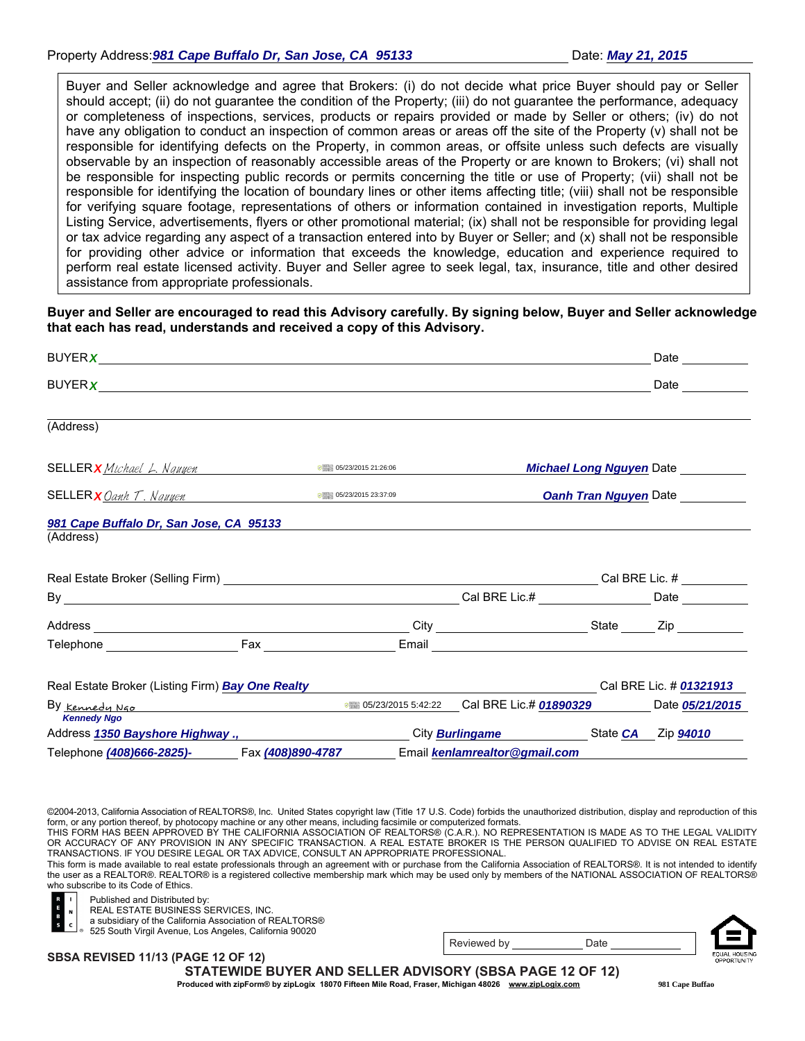Property Address: ***981 Cape Buffalo Dr, San Jose, CA 95133*** Date: ***May 21, 2015***

Buyer and Seller acknowledge and agree that Brokers: (i) do not decide what price Buyer should pay or Seller should accept; (ii) do not guarantee the condition of the Property; (iii) do not guarantee the performance, adequacy or completeness of inspections, services, products or repairs provided or made by Seller or others; (iv) do not have any obligation to conduct an inspection of common areas or areas off the site of the Property (v) shall not be responsible for identifying defects on the Property, in common areas, or offsite unless such defects are visually observable by an inspection of reasonably accessible areas of the Property or are known to Brokers; (vi) shall not be responsible for inspecting public records or permits concerning the title or use of Property; (vii) shall not be responsible for identifying the location of boundary lines or other items affecting title; (viii) shall not be responsible for verifying square footage, representations of others or information contained in investigation reports, Multiple Listing Service, advertisements, flyers or other promotional material; (ix) shall not be responsible for providing legal or tax advice regarding any aspect of a transaction entered into by Buyer or Seller; and (x) shall not be responsible for providing other advice or information that exceeds the knowledge, education and experience required to perform real estate licensed activity. Buyer and Seller agree to seek legal, tax, insurance, title and other desired assistance from appropriate professionals.

**Buyer and Seller are encouraged to read this Advisory carefully. By signing below, Buyer and Seller acknowledge that each has read, understands and received a copy of this Advisory.**

BUYER X ______________________________ Date ________

BUYER X ______________________________ Date ________

______________________________
(Address)

SELLER X *Michael L. Nguyen* 05/23/2015 21:26:06 ***Michael Long Nguyen*** Date ________

SELLER X *Oanh T. Nguyen* 05/23/2015 23:37:09 ***Oanh Tran Nguyen*** Date ________

***981 Cape Buffalo Dr, San Jose, CA 95133***
(Address)

Real Estate Broker (Selling Firm) ______________________________ Cal BRE Lic. # ________

By ______________________________ Cal BRE Lic.# ________ Date ________

Address ______________________________ City ________ State ____ Zip ________

Telephone ________ Fax ________ Email ________

Real Estate Broker (Listing Firm) ***Bay One Realty*** Cal BRE Lic. # ***01321913***

By *Kennedy Ngo* 05/23/2015 5:42:22 Cal BRE Lic.# ***01890329*** Date ***05/21/2015***
***Kennedy Ngo***

Address ***1350 Bayshore Highway .,*** City ***Burlingame*** State ***CA*** Zip ***94010***

Telephone ***(408)666-2825)-*** Fax ***(408)890-4787*** Email ***kenlamrealtor@gmail.com***

©2004-2013, California Association of REALTORS®, Inc. United States copyright law (Title 17 U.S. Code) forbids the unauthorized distribution, display and reproduction of this form, or any portion thereof, by photocopy machine or any other means, including facsimile or computerized formats.
THIS FORM HAS BEEN APPROVED BY THE CALIFORNIA ASSOCIATION OF REALTORS® (C.A.R.). NO REPRESENTATION IS MADE AS TO THE LEGAL VALIDITY OR ACCURACY OF ANY PROVISION IN ANY SPECIFIC TRANSACTION. A REAL ESTATE BROKER IS THE PERSON QUALIFIED TO ADVISE ON REAL ESTATE TRANSACTIONS. IF YOU DESIRE LEGAL OR TAX ADVICE, CONSULT AN APPROPRIATE PROFESSIONAL.
This form is made available to real estate professionals through an agreement with or purchase from the California Association of REALTORS®. It is not intended to identify the user as a REALTOR®. REALTOR® is a registered collective membership mark which may be used only by members of the NATIONAL ASSOCIATION OF REALTORS® who subscribe to its Code of Ethics.

Published and Distributed by:
REAL ESTATE BUSINESS SERVICES, INC.
a subsidiary of the California Association of REALTORS®
525 South Virgil Avenue, Los Angeles, California 90020

Reviewed by ________ Date ________

SBSA REVISED 11/13 (PAGE 12 OF 12)

**STATEWIDE BUYER AND SELLER ADVISORY (SBSA PAGE 12 OF 12)**

Produced with zipForm® by zipLogix 18070 Fifteen Mile Road, Fraser, Michigan 48026 www.zipLogix.com 981 Cape Buffao